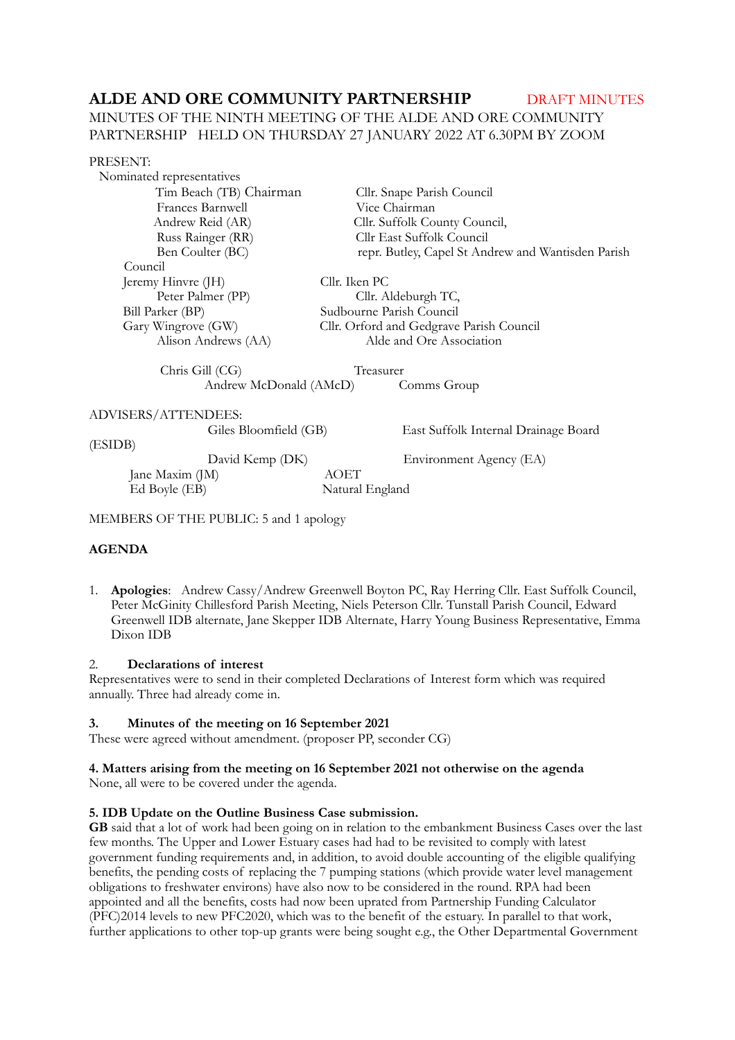# ALDE AND ORE COMMUNITY PARTNERSHIP DRAFT MINUTES

MINUTES OF THE NINTH MEETING OF THE ALDE AND ORE COMMUNITY PARTNERSHIP HELD ON THURSDAY 27 JANUARY 2022 AT 6.30PM BY ZOOM

PRESENT:

Nominated representatives

| | |
|---|---|
| Tim Beach (TB) Chairman | Cllr. Snape Parish Council |
| Frances Barnwell | Vice Chairman |
| Andrew Reid (AR) | Cllr. Suffolk County Council, |
| Russ Rainger (RR) | Cllr East Suffolk Council |
| Ben Coulter (BC) | repr. Butley, Capel St Andrew and Wantisden Parish Council |
| Jeremy Hinvre (JH) | Cllr. Iken PC |
| Peter Palmer (PP) | Cllr. Aldeburgh TC, |
| Bill Parker (BP) | Sudbourne Parish Council |
| Gary Wingrove (GW) | Cllr. Orford and Gedgrave Parish Council |
| Alison Andrews (AA) | Alde and Ore Association |
| Chris Gill (CG) | Treasurer |
| Andrew McDonald (AMcD) | Comms Group |

ADVISERS/ATTENDEES:

| | |
|---|---|
| Giles Bloomfield (GB) | East Suffolk Internal Drainage Board (ESIDB) |
| David Kemp (DK) | Environment Agency (EA) |
| Jane Maxim (JM) | AOET |
| Ed Boyle (EB) | Natural England |

MEMBERS OF THE PUBLIC: 5 and 1 apology

## AGENDA

1. **Apologies**: Andrew Cassy/Andrew Greenwell Boyton PC, Ray Herring Cllr. East Suffolk Council, Peter McGinity Chillesford Parish Meeting, Niels Peterson Cllr. Tunstall Parish Council, Edward Greenwell IDB alternate, Jane Skepper IDB Alternate, Harry Young Business Representative, Emma Dixon IDB

### 2. Declarations of interest

Representatives were to send in their completed Declarations of Interest form which was required annually. Three had already come in.

### 3. Minutes of the meeting on 16 September 2021

These were agreed without amendment. (proposer PP, seconder CG)

### 4. Matters arising from the meeting on 16 September 2021 not otherwise on the agenda

None, all were to be covered under the agenda.

### 5. IDB Update on the Outline Business Case submission.

**GB** said that a lot of work had been going on in relation to the embankment Business Cases over the last few months. The Upper and Lower Estuary cases had had to be revisited to comply with latest government funding requirements and, in addition, to avoid double accounting of the eligible qualifying benefits, the pending costs of replacing the 7 pumping stations (which provide water level management obligations to freshwater environs) have also now to be considered in the round. RPA had been appointed and all the benefits, costs had now been uprated from Partnership Funding Calculator (PFC)2014 levels to new PFC2020, which was to the benefit of the estuary. In parallel to that work, further applications to other top-up grants were being sought e.g., the Other Departmental Government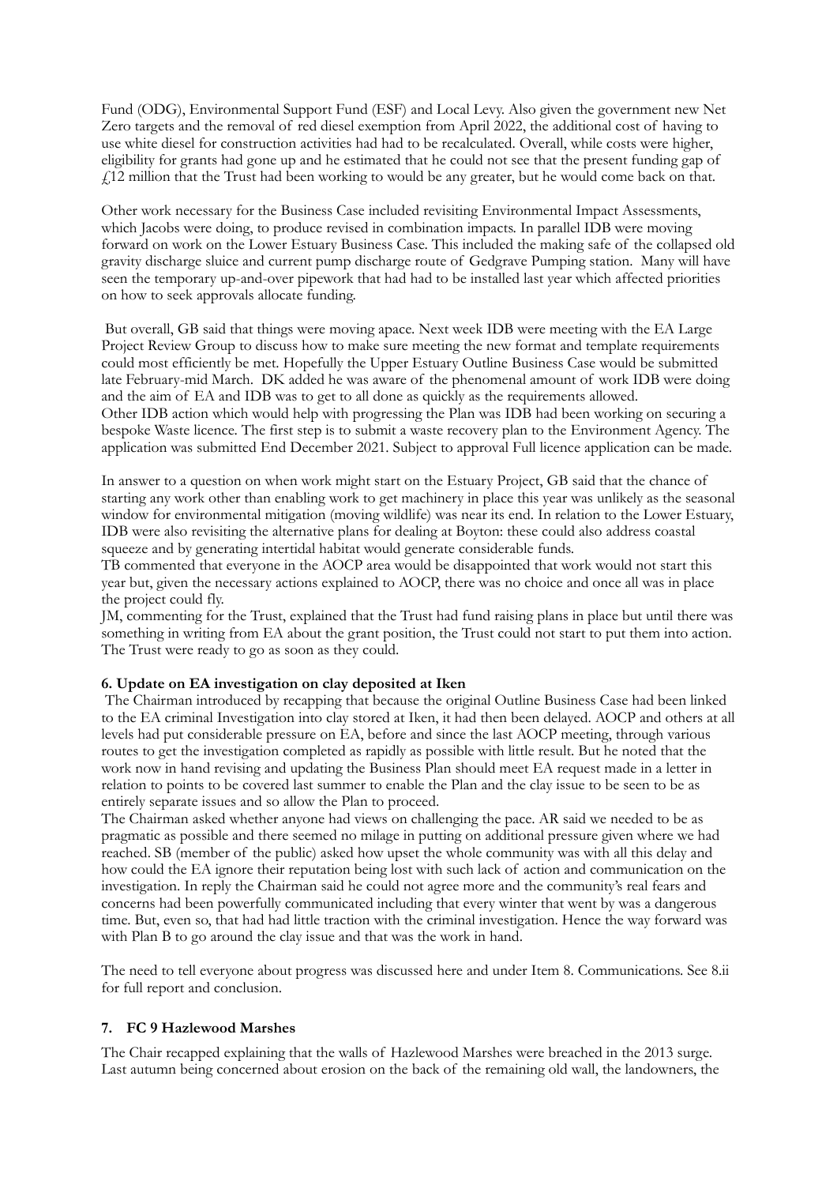Fund (ODG), Environmental Support Fund (ESF) and Local Levy. Also given the government new Net Zero targets and the removal of red diesel exemption from April 2022, the additional cost of having to use white diesel for construction activities had had to be recalculated. Overall, while costs were higher, eligibility for grants had gone up and he estimated that he could not see that the present funding gap of £12 million that the Trust had been working to would be any greater, but he would come back on that.

Other work necessary for the Business Case included revisiting Environmental Impact Assessments, which Jacobs were doing, to produce revised in combination impacts. In parallel IDB were moving forward on work on the Lower Estuary Business Case. This included the making safe of the collapsed old gravity discharge sluice and current pump discharge route of Gedgrave Pumping station. Many will have seen the temporary up-and-over pipework that had had to be installed last year which affected priorities on how to seek approvals allocate funding.

But overall, GB said that things were moving apace. Next week IDB were meeting with the EA Large Project Review Group to discuss how to make sure meeting the new format and template requirements could most efficiently be met. Hopefully the Upper Estuary Outline Business Case would be submitted late February-mid March. DK added he was aware of the phenomenal amount of work IDB were doing and the aim of EA and IDB was to get to all done as quickly as the requirements allowed.
Other IDB action which would help with progressing the Plan was IDB had been working on securing a bespoke Waste licence. The first step is to submit a waste recovery plan to the Environment Agency. The application was submitted End December 2021. Subject to approval Full licence application can be made.

In answer to a question on when work might start on the Estuary Project, GB said that the chance of starting any work other than enabling work to get machinery in place this year was unlikely as the seasonal window for environmental mitigation (moving wildlife) was near its end. In relation to the Lower Estuary, IDB were also revisiting the alternative plans for dealing at Boyton: these could also address coastal squeeze and by generating intertidal habitat would generate considerable funds.
TB commented that everyone in the AOCP area would be disappointed that work would not start this year but, given the necessary actions explained to AOCP, there was no choice and once all was in place the project could fly.
JM, commenting for the Trust, explained that the Trust had fund raising plans in place but until there was something in writing from EA about the grant position, the Trust could not start to put them into action. The Trust were ready to go as soon as they could.

### 6. Update on EA investigation on clay deposited at Iken

The Chairman introduced by recapping that because the original Outline Business Case had been linked to the EA criminal Investigation into clay stored at Iken, it had then been delayed. AOCP and others at all levels had put considerable pressure on EA, before and since the last AOCP meeting, through various routes to get the investigation completed as rapidly as possible with little result. But he noted that the work now in hand revising and updating the Business Plan should meet EA request made in a letter in relation to points to be covered last summer to enable the Plan and the clay issue to be seen to be as entirely separate issues and so allow the Plan to proceed.
The Chairman asked whether anyone had views on challenging the pace. AR said we needed to be as pragmatic as possible and there seemed no milage in putting on additional pressure given where we had reached. SB (member of the public) asked how upset the whole community was with all this delay and how could the EA ignore their reputation being lost with such lack of action and communication on the investigation. In reply the Chairman said he could not agree more and the community's real fears and concerns had been powerfully communicated including that every winter that went by was a dangerous time. But, even so, that had had little traction with the criminal investigation. Hence the way forward was with Plan B to go around the clay issue and that was the work in hand.

The need to tell everyone about progress was discussed here and under Item 8. Communications. See 8.ii for full report and conclusion.

### 7. FC 9 Hazlewood Marshes

The Chair recapped explaining that the walls of Hazlewood Marshes were breached in the 2013 surge. Last autumn being concerned about erosion on the back of the remaining old wall, the landowners, the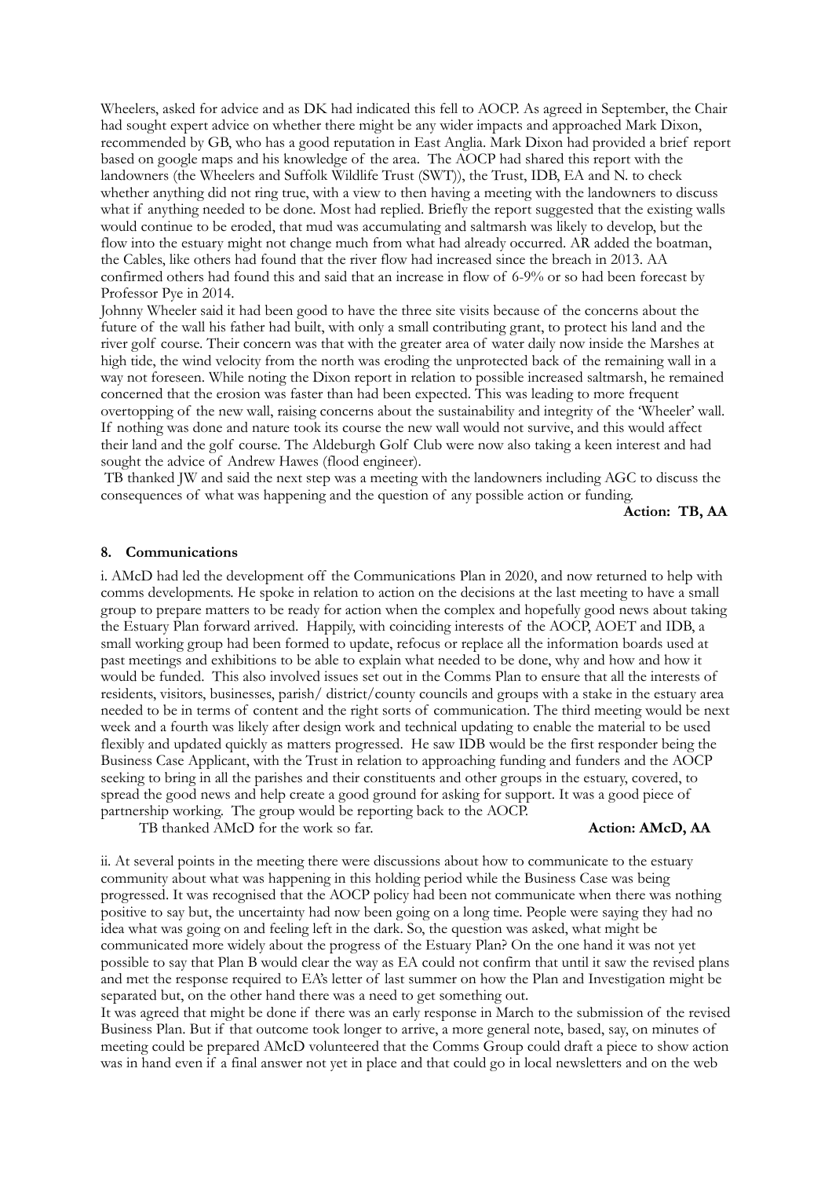Wheelers, asked for advice and as DK had indicated this fell to AOCP. As agreed in September, the Chair had sought expert advice on whether there might be any wider impacts and approached Mark Dixon, recommended by GB, who has a good reputation in East Anglia. Mark Dixon had provided a brief report based on google maps and his knowledge of the area. The AOCP had shared this report with the landowners (the Wheelers and Suffolk Wildlife Trust (SWT)), the Trust, IDB, EA and N. to check whether anything did not ring true, with a view to then having a meeting with the landowners to discuss what if anything needed to be done. Most had replied. Briefly the report suggested that the existing walls would continue to be eroded, that mud was accumulating and saltmarsh was likely to develop, but the flow into the estuary might not change much from what had already occurred. AR added the boatman, the Cables, like others had found that the river flow had increased since the breach in 2013. AA confirmed others had found this and said that an increase in flow of 6-9% or so had been forecast by Professor Pye in 2014.

Johnny Wheeler said it had been good to have the three site visits because of the concerns about the future of the wall his father had built, with only a small contributing grant, to protect his land and the river golf course. Their concern was that with the greater area of water daily now inside the Marshes at high tide, the wind velocity from the north was eroding the unprotected back of the remaining wall in a way not foreseen. While noting the Dixon report in relation to possible increased saltmarsh, he remained concerned that the erosion was faster than had been expected. This was leading to more frequent overtopping of the new wall, raising concerns about the sustainability and integrity of the 'Wheeler' wall. If nothing was done and nature took its course the new wall would not survive, and this would affect their land and the golf course. The Aldeburgh Golf Club were now also taking a keen interest and had sought the advice of Andrew Hawes (flood engineer).

TB thanked JW and said the next step was a meeting with the landowners including AGC to discuss the consequences of what was happening and the question of any possible action or funding.

**Action: TB, AA**

## 8. Communications

i. AMcD had led the development off the Communications Plan in 2020, and now returned to help with comms developments. He spoke in relation to action on the decisions at the last meeting to have a small group to prepare matters to be ready for action when the complex and hopefully good news about taking the Estuary Plan forward arrived. Happily, with coinciding interests of the AOCP, AOET and IDB, a small working group had been formed to update, refocus or replace all the information boards used at past meetings and exhibitions to be able to explain what needed to be done, why and how and how it would be funded. This also involved issues set out in the Comms Plan to ensure that all the interests of residents, visitors, businesses, parish/ district/county councils and groups with a stake in the estuary area needed to be in terms of content and the right sorts of communication. The third meeting would be next week and a fourth was likely after design work and technical updating to enable the material to be used flexibly and updated quickly as matters progressed. He saw IDB would be the first responder being the Business Case Applicant, with the Trust in relation to approaching funding and funders and the AOCP seeking to bring in all the parishes and their constituents and other groups in the estuary, covered, to spread the good news and help create a good ground for asking for support. It was a good piece of partnership working. The group would be reporting back to the AOCP.

TB thanked AMcD for the work so far. **Action: AMcD, AA**

ii. At several points in the meeting there were discussions about how to communicate to the estuary community about what was happening in this holding period while the Business Case was being progressed. It was recognised that the AOCP policy had been not communicate when there was nothing positive to say but, the uncertainty had now been going on a long time. People were saying they had no idea what was going on and feeling left in the dark. So, the question was asked, what might be communicated more widely about the progress of the Estuary Plan? On the one hand it was not yet possible to say that Plan B would clear the way as EA could not confirm that until it saw the revised plans and met the response required to EA's letter of last summer on how the Plan and Investigation might be separated but, on the other hand there was a need to get something out.

It was agreed that might be done if there was an early response in March to the submission of the revised Business Plan. But if that outcome took longer to arrive, a more general note, based, say, on minutes of meeting could be prepared AMcD volunteered that the Comms Group could draft a piece to show action was in hand even if a final answer not yet in place and that could go in local newsletters and on the web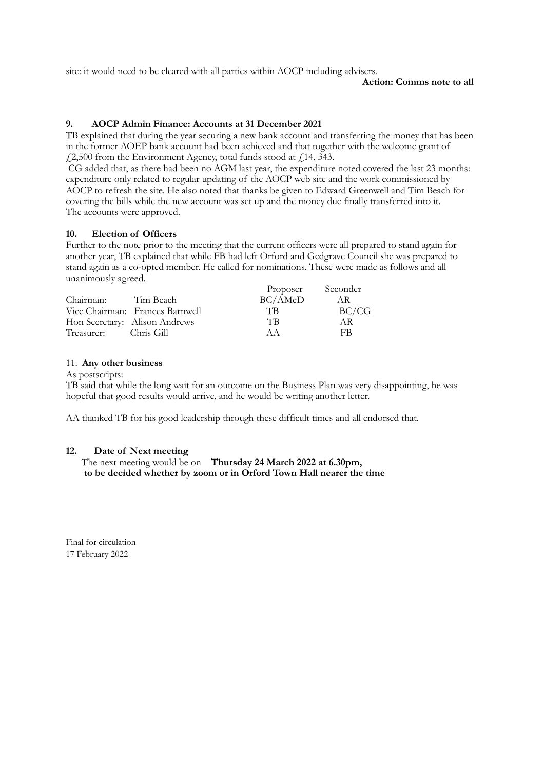site: it would need to be cleared with all parties within AOCP including advisers.

**Action: Comms note to all**

### 9. AOCP Admin Finance: Accounts at 31 December 2021

TB explained that during the year securing a new bank account and transferring the money that has been in the former AOEP bank account had been achieved and that together with the welcome grant of £2,500 from the Environment Agency, total funds stood at £14, 343.

CG added that, as there had been no AGM last year, the expenditure noted covered the last 23 months: expenditure only related to regular updating of the AOCP web site and the work commissioned by AOCP to refresh the site. He also noted that thanks be given to Edward Greenwell and Tim Beach for covering the bills while the new account was set up and the money due finally transferred into it.
The accounts were approved.

### 10. Election of Officers

Further to the note prior to the meeting that the current officers were all prepared to stand again for another year, TB explained that while FB had left Orford and Gedgrave Council she was prepared to stand again as a co-opted member. He called for nominations. These were made as follows and all unanimously agreed.

| | | Proposer | Seconder |
|---|---|---|---|
| Chairman: | Tim Beach | BC/AMcD | AR |
| Vice Chairman: | Frances Barnwell | TB | BC/CG |
| Hon Secretary: | Alison Andrews | TB | AR |
| Treasurer: | Chris Gill | AA | FB |

### 11. Any other business

As postscripts:

TB said that while the long wait for an outcome on the Business Plan was very disappointing, he was hopeful that good results would arrive, and he would be writing another letter.

AA thanked TB for his good leadership through these difficult times and all endorsed that.

### 12. Date of Next meeting

The next meeting would be on **Thursday 24 March 2022 at 6.30pm, to be decided whether by zoom or in Orford Town Hall nearer the time**

Final for circulation
17 February 2022